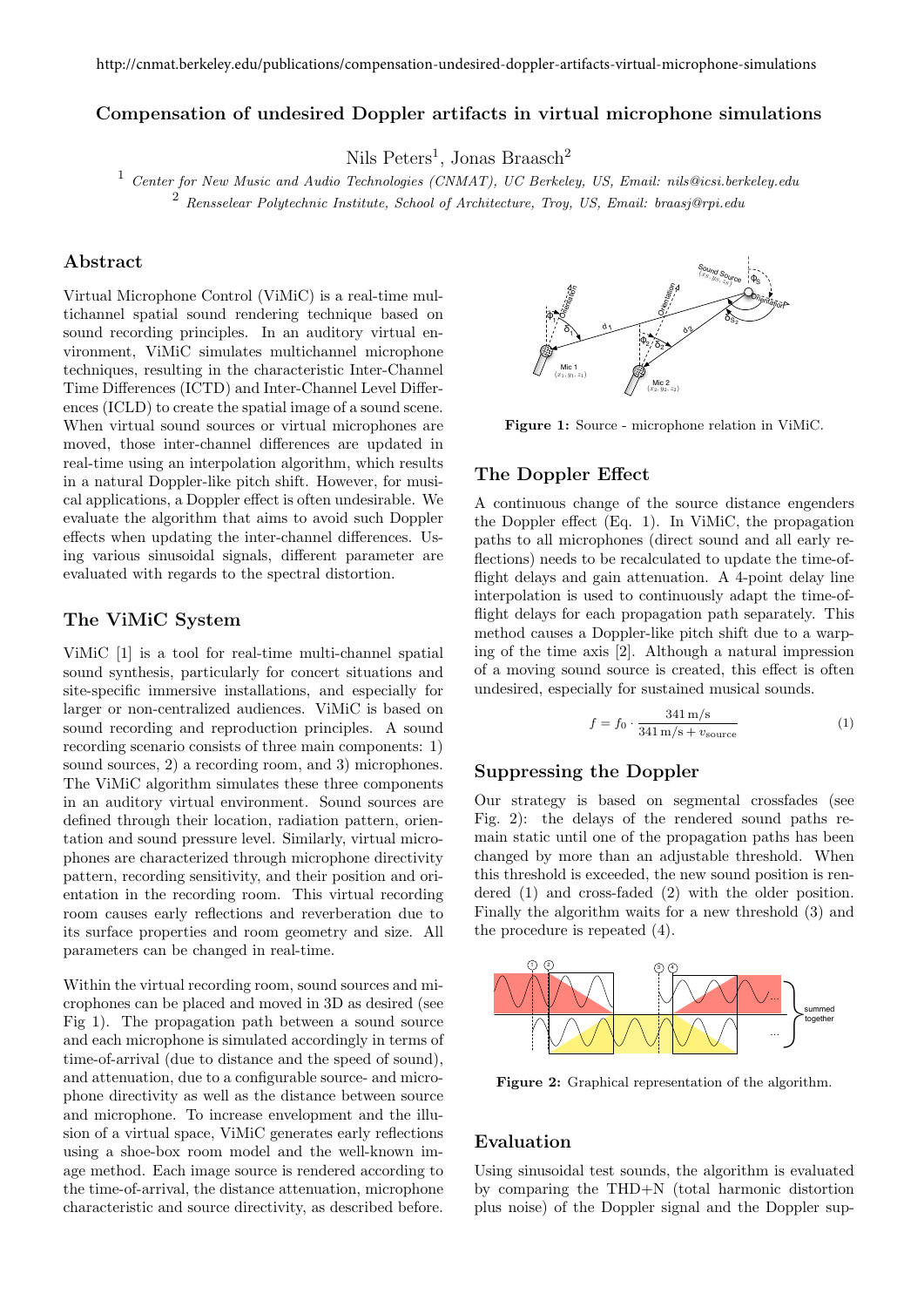http://cnmat.berkeley.edu/publications/compensation-undesired-doppler-artifacts-virtual-microphone-simulations

# Compensation of undesired Doppler artifacts in virtual microphone simulations

Nils Peters[1], Jonas Braasch[2]

[1] *Center for New Music and Audio Technologies (CNMAT), UC Berkeley, US, Email: nils@icsi.berkeley.edu*
[2] *Rensselear Polytechnic Institute, School of Architecture, Troy, US, Email: braasj@rpi.edu*

## Abstract

Virtual Microphone Control (ViMiC) is a real-time multichannel spatial sound rendering technique based on sound recording principles. In an auditory virtual environment, ViMiC simulates multichannel microphone techniques, resulting in the characteristic Inter-Channel Time Differences (ICTD) and Inter-Channel Level Differences (ICLD) to create the spatial image of a sound scene. When virtual sound sources or virtual microphones are moved, those inter-channel differences are updated in real-time using an interpolation algorithm, which results in a natural Doppler-like pitch shift. However, for musical applications, a Doppler effect is often undesirable. We evaluate the algorithm that aims to avoid such Doppler effects when updating the inter-channel differences. Using various sinusoidal signals, different parameter are evaluated with regards to the spectral distortion.

## The ViMiC System

ViMiC [1] is a tool for real-time multi-channel spatial sound synthesis, particularly for concert situations and site-specific immersive installations, and especially for larger or non-centralized audiences. ViMiC is based on sound recording and reproduction principles. A sound recording scenario consists of three main components: 1) sound sources, 2) a recording room, and 3) microphones. The ViMiC algorithm simulates these three components in an auditory virtual environment. Sound sources are defined through their location, radiation pattern, orientation and sound pressure level. Similarly, virtual microphones are characterized through microphone directivity pattern, recording sensitivity, and their position and orientation in the recording room. This virtual recording room causes early reflections and reverberation due to its surface properties and room geometry and size. All parameters can be changed in real-time.

Within the virtual recording room, sound sources and microphones can be placed and moved in 3D as desired (see Fig 1). The propagation path between a sound source and each microphone is simulated accordingly in terms of time-of-arrival (due to distance and the speed of sound), and attenuation, due to a configurable source- and microphone directivity as well as the distance between source and microphone. To increase envelopment and the illusion of a virtual space, ViMiC generates early reflections using a shoe-box room model and the well-known image method. Each image source is rendered according to the time-of-arrival, the distance attenuation, microphone characteristic and source directivity, as described before.

**Figure 1:** Source - microphone relation in ViMiC.

## The Doppler Effect

A continuous change of the source distance engenders the Doppler effect (Eq. 1). In ViMiC, the propagation paths to all microphones (direct sound and all early reflections) needs to be recalculated to update the time-of-flight delays and gain attenuation. A 4-point delay line interpolation is used to continuously adapt the time-of-flight delays for each propagation path separately. This method causes a Doppler-like pitch shift due to a warping of the time axis [2]. Although a natural impression of a moving sound source is created, this effect is often undesired, especially for sustained musical sounds.

$$f = f_0 \cdot \frac{341\,\mathrm{m/s}}{341\,\mathrm{m/s} + v_{\mathrm{source}}} \tag{1}$$

## Suppressing the Doppler

Our strategy is based on segmental crossfades (see Fig. 2): the delays of the rendered sound paths remain static until one of the propagation paths has been changed by more than an adjustable threshold. When this threshold is exceeded, the new sound position is rendered (1) and cross-faded (2) with the older position. Finally the algorithm waits for a new threshold (3) and the procedure is repeated (4).

**Figure 2:** Graphical representation of the algorithm.

## Evaluation

Using sinusoidal test sounds, the algorithm is evaluated by comparing the THD+N (total harmonic distortion plus noise) of the Doppler signal and the Doppler sup-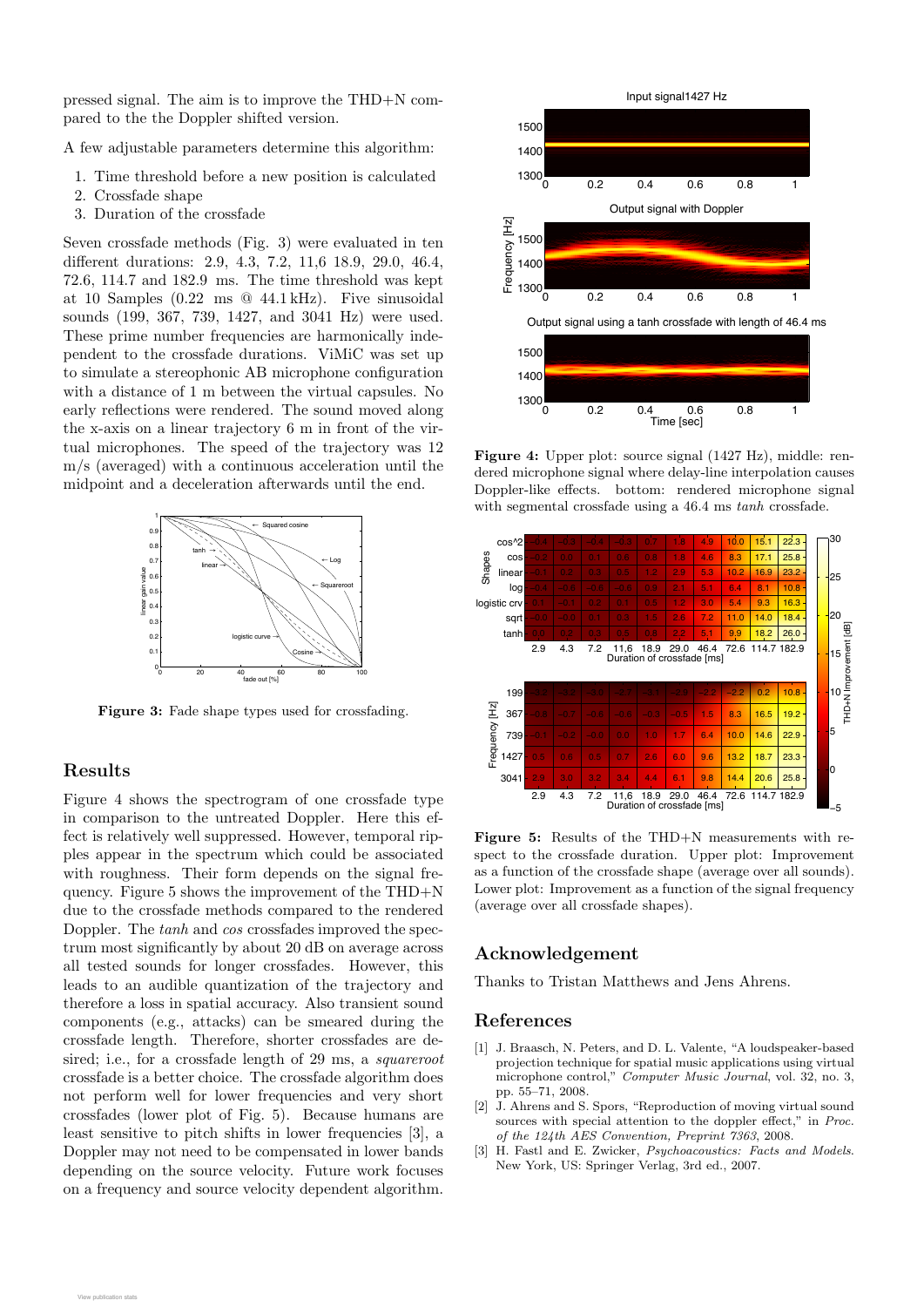pressed signal. The aim is to improve the THD+N compared to the the Doppler shifted version.

A few adjustable parameters determine this algorithm:

1. Time threshold before a new position is calculated
2. Crossfade shape
3. Duration of the crossfade

Seven crossfade methods (Fig. 3) were evaluated in ten different durations: 2.9, 4.3, 7.2, 11,6 18.9, 29.0, 46.4, 72.6, 114.7 and 182.9 ms. The time threshold was kept at 10 Samples (0.22 ms @ 44.1 kHz). Five sinusoidal sounds (199, 367, 739, 1427, and 3041 Hz) were used. These prime number frequencies are harmonically independent to the crossfade durations. ViMiC was set up to simulate a stereophonic AB microphone configuration with a distance of 1 m between the virtual capsules. No early reflections were rendered. The sound moved along the x-axis on a linear trajectory 6 m in front of the virtual microphones. The speed of the trajectory was 12 m/s (averaged) with a continuous acceleration until the midpoint and a deceleration afterwards until the end.

**Figure 3:** Fade shape types used for crossfading.

## Results

Figure 4 shows the spectrogram of one crossfade type in comparison to the untreated Doppler. Here this effect is relatively well suppressed. However, temporal ripples appear in the spectrum which could be associated with roughness. Their form depends on the signal frequency. Figure 5 shows the improvement of the THD+N due to the crossfade methods compared to the rendered Doppler. The *tanh* and *cos* crossfades improved the spectrum most significantly by about 20 dB on average across all tested sounds for longer crossfades. However, this leads to an audible quantization of the trajectory and therefore a loss in spatial accuracy. Also transient sound components (e.g., attacks) can be smeared during the crossfade length. Therefore, shorter crossfades are desired; i.e., for a crossfade length of 29 ms, a *squareroot* crossfade is a better choice. The crossfade algorithm does not perform well for lower frequencies and very short crossfades (lower plot of Fig. 5). Because humans are least sensitive to pitch shifts in lower frequencies [3], a Doppler may not need to be compensated in lower bands depending on the source velocity. Future work focuses on a frequency and source velocity dependent algorithm.

**Figure 4:** Upper plot: source signal (1427 Hz), middle: rendered microphone signal where delay-line interpolation causes Doppler-like effects. bottom: rendered microphone signal with segmental crossfade using a 46.4 ms *tanh* crossfade.

**Figure 5:** Results of the THD+N measurements with respect to the crossfade duration. Upper plot: Improvement as a function of the crossfade shape (average over all sounds). Lower plot: Improvement as a function of the signal frequency (average over all crossfade shapes).

## Acknowledgement

Thanks to Tristan Matthews and Jens Ahrens.

## References

[1] J. Braasch, N. Peters, and D. L. Valente, "A loudspeaker-based projection technique for spatial music applications using virtual microphone control," *Computer Music Journal*, vol. 32, no. 3, pp. 55–71, 2008.

[2] J. Ahrens and S. Spors, "Reproduction of moving virtual sound sources with special attention to the doppler effect," in *Proc. of the 124th AES Convention, Preprint 7363*, 2008.

[3] H. Fastl and E. Zwicker, *Psychoacoustics: Facts and Models.* New York, US: Springer Verlag, 3rd ed., 2007.